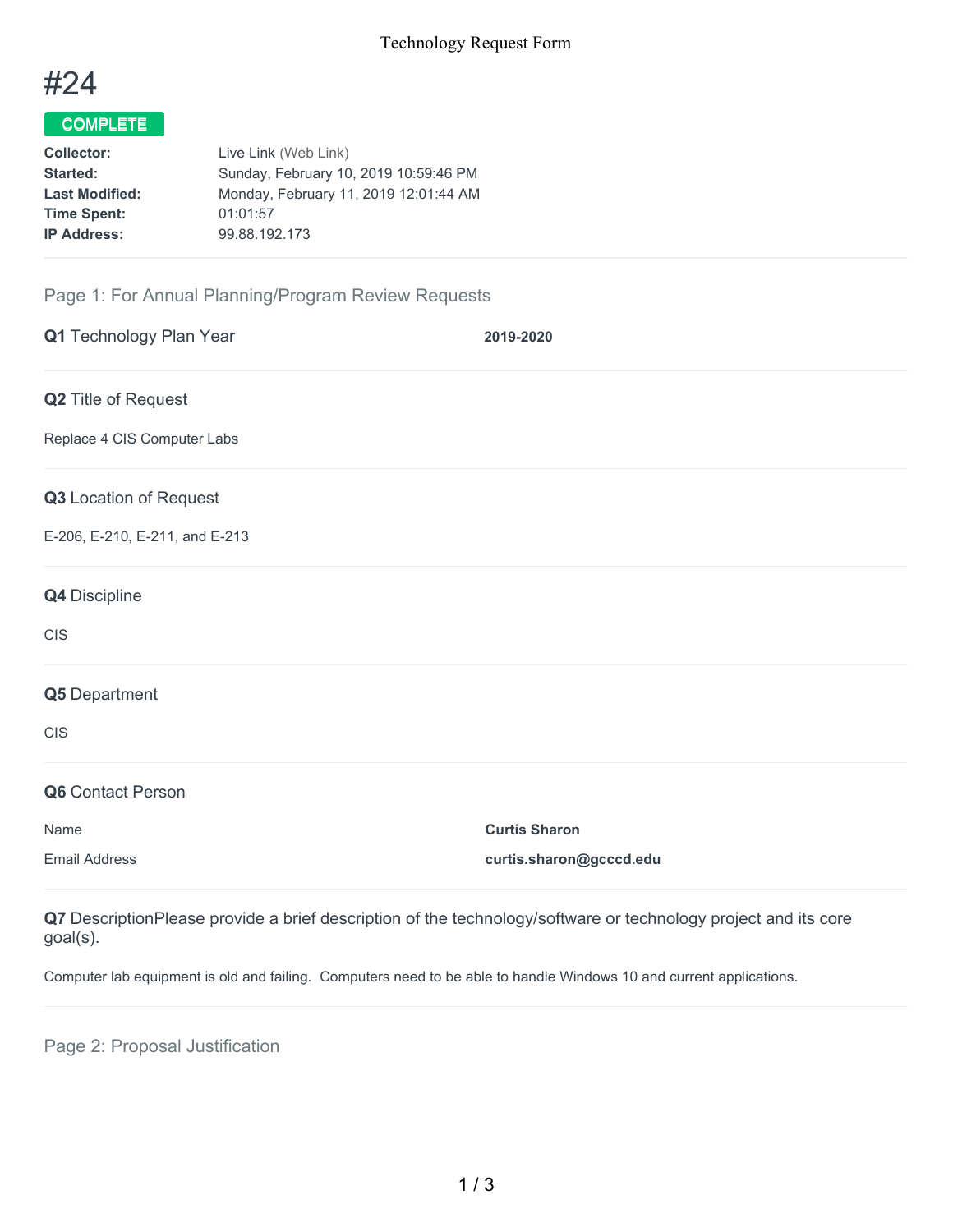Technology Request Form

# #24

**COMPLETE**

| | |
|---|---|
| **Collector:** | Live Link (Web Link) |
| **Started:** | Sunday, February 10, 2019 10:59:46 PM |
| **Last Modified:** | Monday, February 11, 2019 12:01:44 AM |
| **Time Spent:** | 01:01:57 |
| **IP Address:** | 99.88.192.173 |

## Page 1: For Annual Planning/Program Review Requests

**Q1** Technology Plan Year

**2019-2020**

**Q2** Title of Request

Replace 4 CIS Computer Labs

**Q3** Location of Request

E-206, E-210, E-211, and E-213

**Q4** Discipline

CIS

**Q5** Department

CIS

**Q6** Contact Person

| | |
|---|---|
| Name | **Curtis Sharon** |
| Email Address | **curtis.sharon@gcccd.edu** |

**Q7** DescriptionPlease provide a brief description of the technology/software or technology project and its core goal(s).

Computer lab equipment is old and failing. Computers need to be able to handle Windows 10 and current applications.

## Page 2: Proposal Justification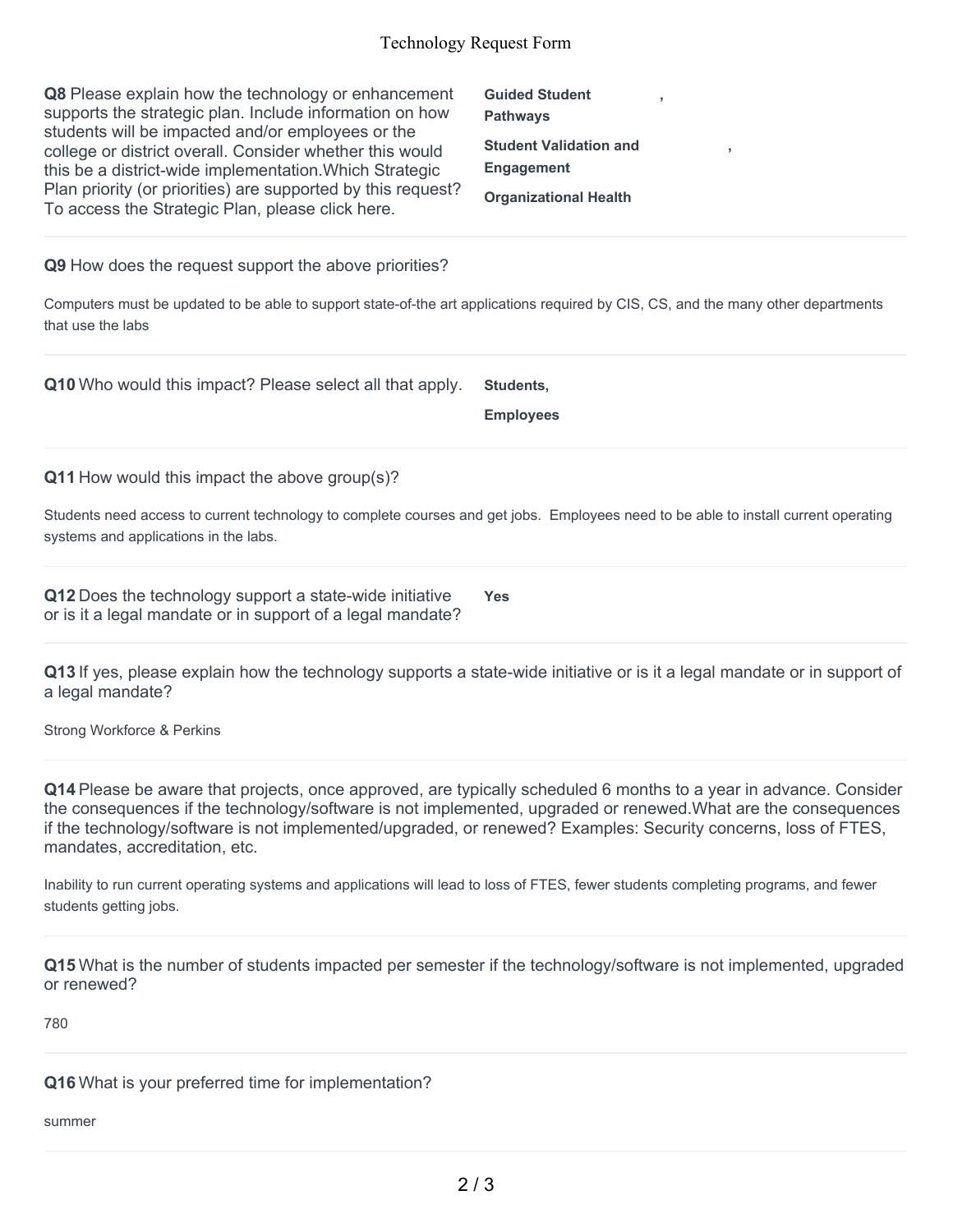**Q8** Please explain how the technology or enhancement supports the strategic plan. Include information on how students will be impacted and/or employees or the college or district overall. Consider whether this would this be a district-wide implementation.Which Strategic Plan priority (or priorities) are supported by this request? To access the Strategic Plan, please click here.

**Guided Student Pathways** ,

**Student Validation and Engagement** ,

**Organizational Health**

---

**Q9** How does the request support the above priorities?

Computers must be updated to be able to support state-of-the art applications required by CIS, CS, and the many other departments that use the labs

---

**Q10** Who would this impact? Please select all that apply.

**Students,**

**Employees**

---

**Q11** How would this impact the above group(s)?

Students need access to current technology to complete courses and get jobs. Employees need to be able to install current operating systems and applications in the labs.

---

**Q12** Does the technology support a state-wide initiative or is it a legal mandate or in support of a legal mandate?

**Yes**

---

**Q13** If yes, please explain how the technology supports a state-wide initiative or is it a legal mandate or in support of a legal mandate?

Strong Workforce & Perkins

---

**Q14** Please be aware that projects, once approved, are typically scheduled 6 months to a year in advance. Consider the consequences if the technology/software is not implemented, upgraded or renewed.What are the consequences if the technology/software is not implemented/upgraded, or renewed? Examples: Security concerns, loss of FTES, mandates, accreditation, etc.

Inability to run current operating systems and applications will lead to loss of FTES, fewer students completing programs, and fewer students getting jobs.

---

**Q15** What is the number of students impacted per semester if the technology/software is not implemented, upgraded or renewed?

780

---

**Q16** What is your preferred time for implementation?

summer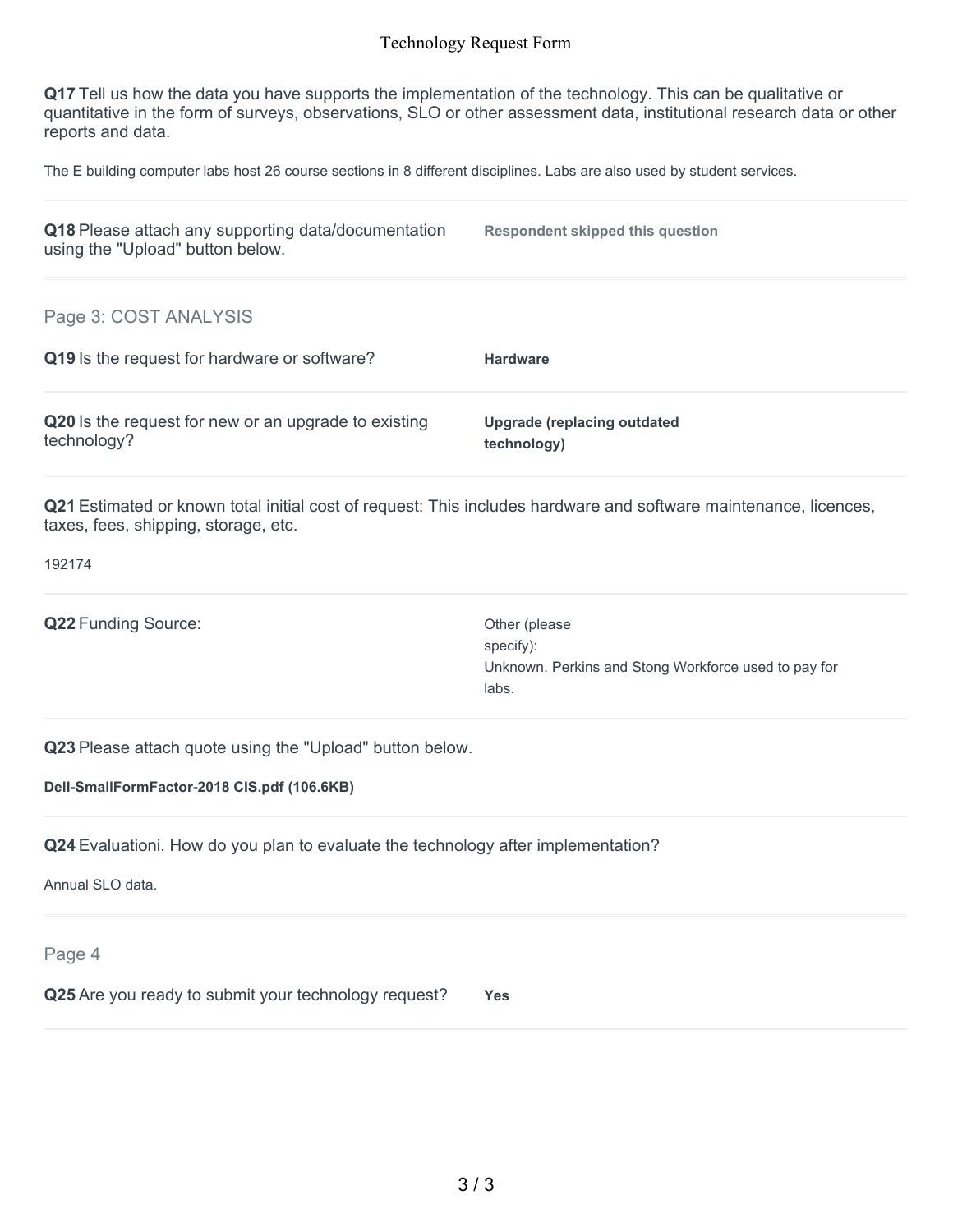**Q17** Tell us how the data you have supports the implementation of the technology. This can be qualitative or quantitative in the form of surveys, observations, SLO or other assessment data, institutional research data or other reports and data.

The E building computer labs host 26 course sections in 8 different disciplines. Labs are also used by student services.

**Q18** Please attach any supporting data/documentation using the "Upload" button below.

**Respondent skipped this question**

## Page 3: COST ANALYSIS

**Q19** Is the request for hardware or software?

**Hardware**

**Q20** Is the request for new or an upgrade to existing technology?

**Upgrade (replacing outdated technology)**

**Q21** Estimated or known total initial cost of request: This includes hardware and software maintenance, licences, taxes, fees, shipping, storage, etc.

192174

**Q22** Funding Source:

Other (please specify):
Unknown. Perkins and Stong Workforce used to pay for labs.

**Q23** Please attach quote using the "Upload" button below.

**Dell-SmallFormFactor-2018 CIS.pdf (106.6KB)**

**Q24** Evaluationi. How do you plan to evaluate the technology after implementation?

Annual SLO data.

## Page 4

**Q25** Are you ready to submit your technology request?

**Yes**